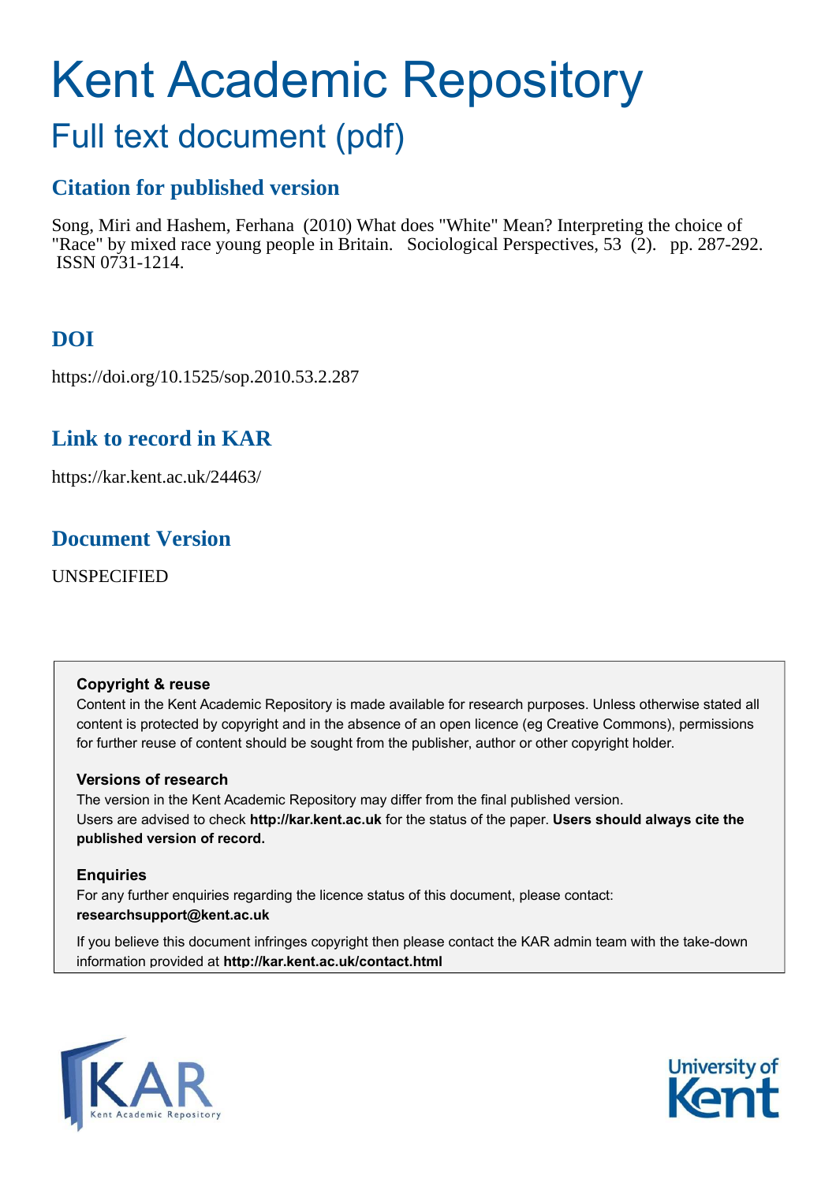# Kent Academic Repository

## Full text document (pdf)

### Citation for published version

Song, Miri and Hashem, Ferhana (2010) What does "White" Mean? Interpreting the choice of "Race" by mixed race young people in Britain. Sociological Perspectives, 53 (2). pp. 287-292. ISSN 0731-1214.

### DOI

https://doi.org/10.1525/sop.2010.53.2.287

### Link to record in KAR

https://kar.kent.ac.uk/24463/

### Document Version

UNSPECIFIED

**Copyright & reuse**

Content in the Kent Academic Repository is made available for research purposes. Unless otherwise stated all content is protected by copyright and in the absence of an open licence (eg Creative Commons), permissions for further reuse of content should be sought from the publisher, author or other copyright holder.

**Versions of research**

The version in the Kent Academic Repository may differ from the final published version. Users are advised to check **http://kar.kent.ac.uk** for the status of the paper. **Users should always cite the published version of record.**

**Enquiries**

For any further enquiries regarding the licence status of this document, please contact: **researchsupport@kent.ac.uk**

If you believe this document infringes copyright then please contact the KAR admin team with the take-down information provided at **http://kar.kent.ac.uk/contact.html**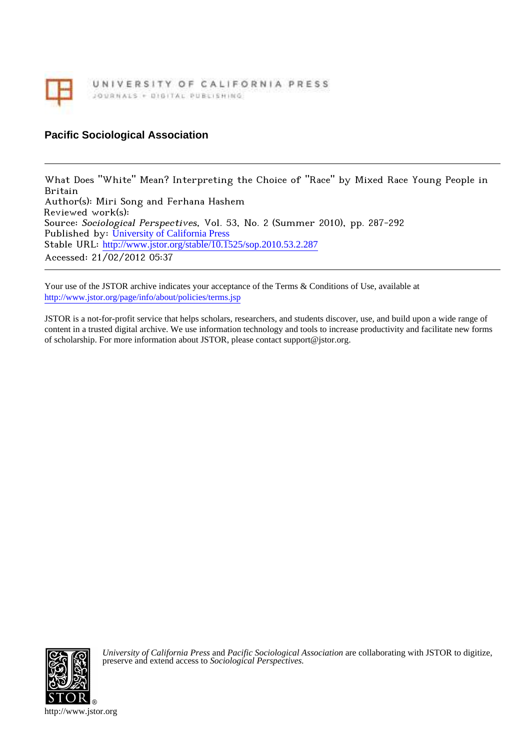University of California Press

Pacific Sociological Association

What Does "White" Mean? Interpreting the Choice of "Race" by Mixed Race Young People in Britain
Author(s): Miri Song and Ferhana Hashem
Reviewed work(s):
Source: *Sociological Perspectives*, Vol. 53, No. 2 (Summer 2010), pp. 287-292
Published by: University of California Press
Stable URL: http://www.jstor.org/stable/10.1525/sop.2010.53.2.287
Accessed: 21/02/2012 05:37

Your use of the JSTOR archive indicates your acceptance of the Terms & Conditions of Use, available at
http://www.jstor.org/page/info/about/policies/terms.jsp

JSTOR is a not-for-profit service that helps scholars, researchers, and students discover, use, and build upon a wide range of content in a trusted digital archive. We use information technology and tools to increase productivity and facilitate new forms of scholarship. For more information about JSTOR, please contact support@jstor.org.

*University of California Press* and *Pacific Sociological Association* are collaborating with JSTOR to digitize, preserve and extend access to *Sociological Perspectives.*

http://www.jstor.org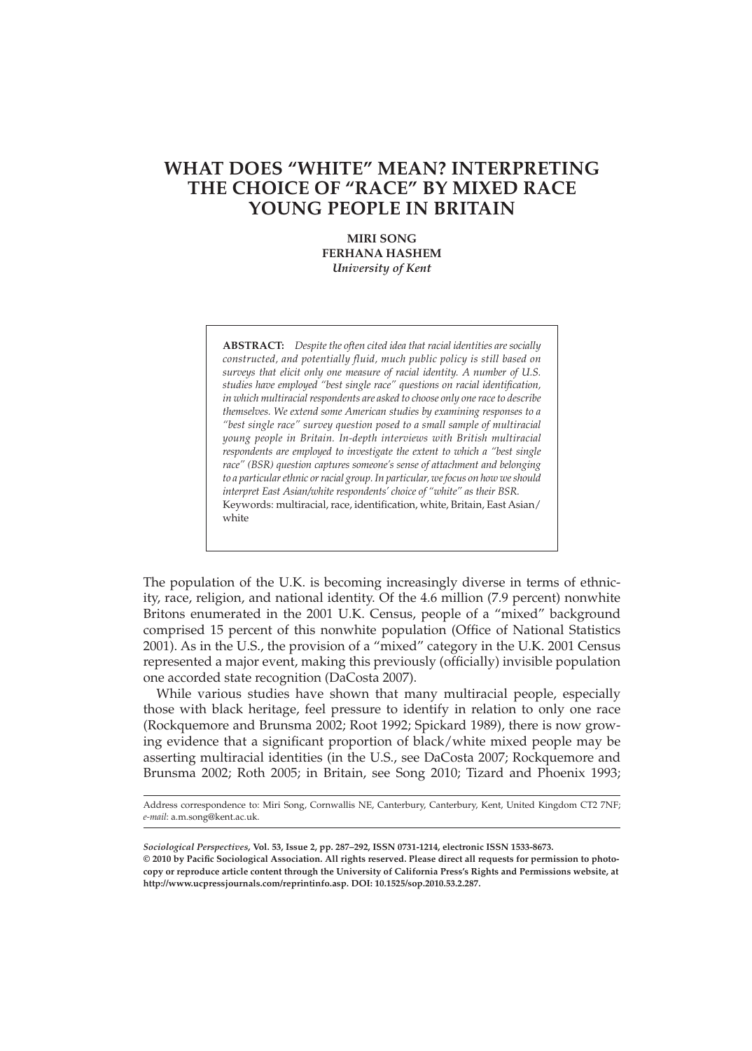# WHAT DOES "WHITE" MEAN? INTERPRETING THE CHOICE OF "RACE" BY MIXED RACE YOUNG PEOPLE IN BRITAIN

**MIRI SONG**
**FERHANA HASHEM**
*University of Kent*

> **ABSTRACT:** *Despite the often cited idea that racial identities are socially constructed, and potentially fluid, much public policy is still based on surveys that elicit only one measure of racial identity. A number of U.S. studies have employed "best single race" questions on racial identification, in which multiracial respondents are asked to choose only one race to describe themselves. We extend some American studies by examining responses to a "best single race" survey question posed to a small sample of multiracial young people in Britain. In-depth interviews with British multiracial respondents are employed to investigate the extent to which a "best single race" (BSR) question captures someone's sense of attachment and belonging to a particular ethnic or racial group. In particular, we focus on how we should interpret East Asian/white respondents' choice of "white" as their BSR.*
> Keywords: multiracial, race, identification, white, Britain, East Asian/white

The population of the U.K. is becoming increasingly diverse in terms of ethnicity, race, religion, and national identity. Of the 4.6 million (7.9 percent) nonwhite Britons enumerated in the 2001 U.K. Census, people of a "mixed" background comprised 15 percent of this nonwhite population (Office of National Statistics 2001). As in the U.S., the provision of a "mixed" category in the U.K. 2001 Census represented a major event, making this previously (officially) invisible population one accorded state recognition (DaCosta 2007).

While various studies have shown that many multiracial people, especially those with black heritage, feel pressure to identify in relation to only one race (Rockquemore and Brunsma 2002; Root 1992; Spickard 1989), there is now growing evidence that a significant proportion of black/white mixed people may be asserting multiracial identities (in the U.S., see DaCosta 2007; Rockquemore and Brunsma 2002; Roth 2005; in Britain, see Song 2010; Tizard and Phoenix 1993;

Address correspondence to: Miri Song, Cornwallis NE, Canterbury, Canterbury, Kent, United Kingdom CT2 7NF; *e-mail:* a.m.song@kent.ac.uk.

***Sociological Perspectives*, Vol. 53, Issue 2, pp. 287–292, ISSN 0731-1214, electronic ISSN 1533-8673.**
**© 2010 by Pacific Sociological Association. All rights reserved. Please direct all requests for permission to photocopy or reproduce article content through the University of California Press's Rights and Permissions website, at http://www.ucpressjournals.com/reprintinfo.asp. DOI: 10.1525/sop.2010.53.2.287.**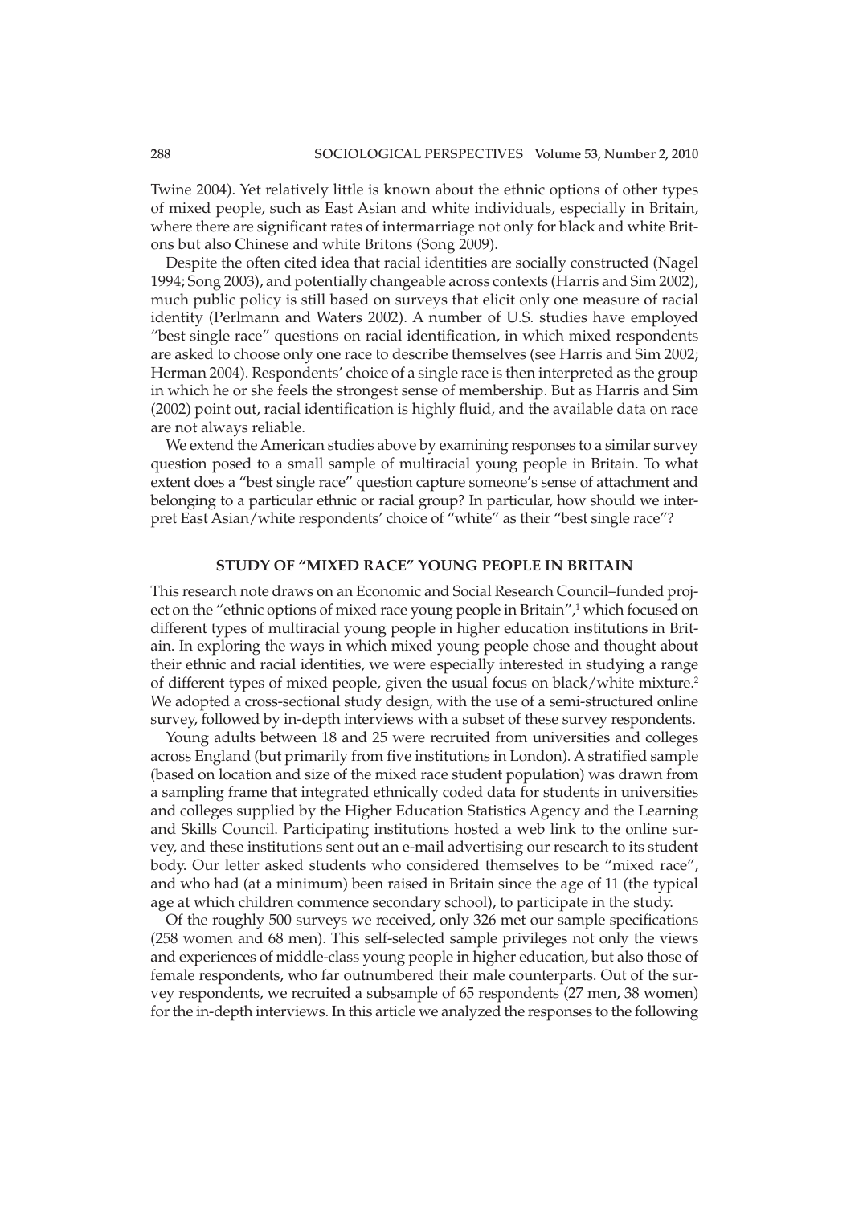Twine 2004). Yet relatively little is known about the ethnic options of other types of mixed people, such as East Asian and white individuals, especially in Britain, where there are significant rates of intermarriage not only for black and white Britons but also Chinese and white Britons (Song 2009).

Despite the often cited idea that racial identities are socially constructed (Nagel 1994; Song 2003), and potentially changeable across contexts (Harris and Sim 2002), much public policy is still based on surveys that elicit only one measure of racial identity (Perlmann and Waters 2002). A number of U.S. studies have employed "best single race" questions on racial identification, in which mixed respondents are asked to choose only one race to describe themselves (see Harris and Sim 2002; Herman 2004). Respondents' choice of a single race is then interpreted as the group in which he or she feels the strongest sense of membership. But as Harris and Sim (2002) point out, racial identification is highly fluid, and the available data on race are not always reliable.

We extend the American studies above by examining responses to a similar survey question posed to a small sample of multiracial young people in Britain. To what extent does a "best single race" question capture someone's sense of attachment and belonging to a particular ethnic or racial group? In particular, how should we interpret East Asian/white respondents' choice of "white" as their "best single race"?

## STUDY OF "MIXED RACE" YOUNG PEOPLE IN BRITAIN

This research note draws on an Economic and Social Research Council–funded project on the "ethnic options of mixed race young people in Britain",[1] which focused on different types of multiracial young people in higher education institutions in Britain. In exploring the ways in which mixed young people chose and thought about their ethnic and racial identities, we were especially interested in studying a range of different types of mixed people, given the usual focus on black/white mixture.[2] We adopted a cross-sectional study design, with the use of a semi-structured online survey, followed by in-depth interviews with a subset of these survey respondents.

Young adults between 18 and 25 were recruited from universities and colleges across England (but primarily from five institutions in London). A stratified sample (based on location and size of the mixed race student population) was drawn from a sampling frame that integrated ethnically coded data for students in universities and colleges supplied by the Higher Education Statistics Agency and the Learning and Skills Council. Participating institutions hosted a web link to the online survey, and these institutions sent out an e-mail advertising our research to its student body. Our letter asked students who considered themselves to be "mixed race", and who had (at a minimum) been raised in Britain since the age of 11 (the typical age at which children commence secondary school), to participate in the study.

Of the roughly 500 surveys we received, only 326 met our sample specifications (258 women and 68 men). This self-selected sample privileges not only the views and experiences of middle-class young people in higher education, but also those of female respondents, who far outnumbered their male counterparts. Out of the survey respondents, we recruited a subsample of 65 respondents (27 men, 38 women) for the in-depth interviews. In this article we analyzed the responses to the following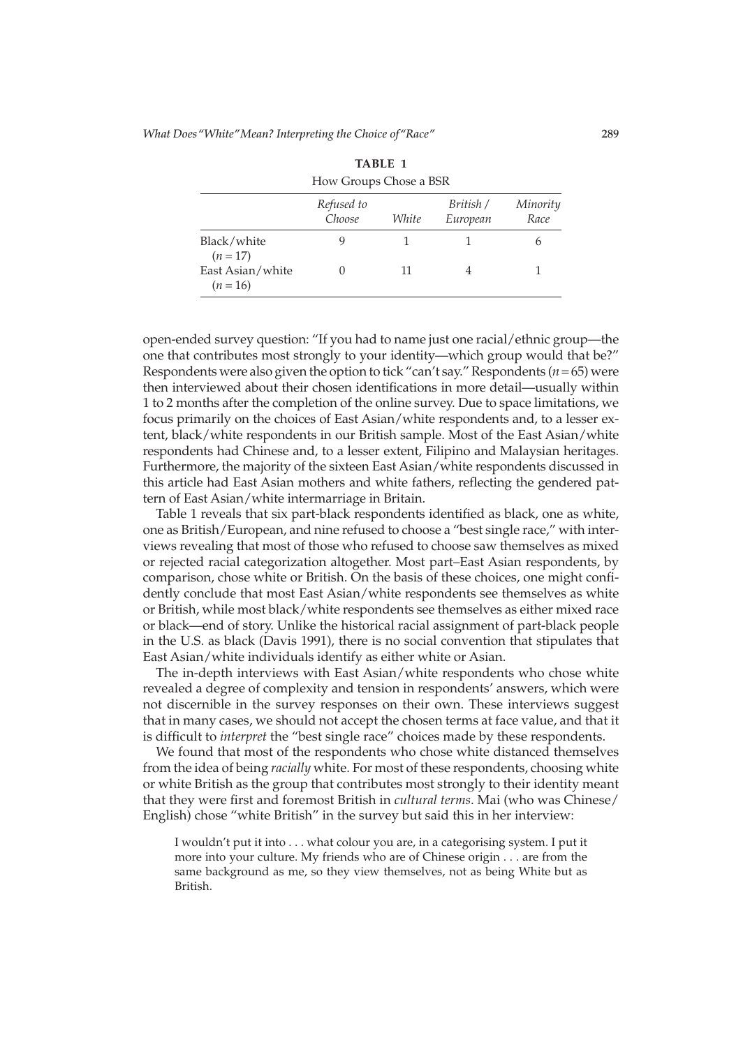**TABLE 1**

How Groups Chose a BSR

| | *Refused to Choose* | *White* | *British / European* | *Minority Race* |
|---|---|---|---|---|
| Black/white ($n = 17$) | 9 | 1 | 1 | 6 |
| East Asian/white ($n = 16$) | 0 | 11 | 4 | 1 |

open-ended survey question: "If you had to name just one racial/ethnic group—the one that contributes most strongly to your identity—which group would that be?" Respondents were also given the option to tick "can't say." Respondents ($n = 65$) were then interviewed about their chosen identifications in more detail—usually within 1 to 2 months after the completion of the online survey. Due to space limitations, we focus primarily on the choices of East Asian/white respondents and, to a lesser extent, black/white respondents in our British sample. Most of the East Asian/white respondents had Chinese and, to a lesser extent, Filipino and Malaysian heritages. Furthermore, the majority of the sixteen East Asian/white respondents discussed in this article had East Asian mothers and white fathers, reflecting the gendered pattern of East Asian/white intermarriage in Britain.

Table 1 reveals that six part-black respondents identified as black, one as white, one as British/European, and nine refused to choose a "best single race," with interviews revealing that most of those who refused to choose saw themselves as mixed or rejected racial categorization altogether. Most part–East Asian respondents, by comparison, chose white or British. On the basis of these choices, one might confidently conclude that most East Asian/white respondents see themselves as white or British, while most black/white respondents see themselves as either mixed race or black—end of story. Unlike the historical racial assignment of part-black people in the U.S. as black (Davis 1991), there is no social convention that stipulates that East Asian/white individuals identify as either white or Asian.

The in-depth interviews with East Asian/white respondents who chose white revealed a degree of complexity and tension in respondents' answers, which were not discernible in the survey responses on their own. These interviews suggest that in many cases, we should not accept the chosen terms at face value, and that it is difficult to *interpret* the "best single race" choices made by these respondents.

We found that most of the respondents who chose white distanced themselves from the idea of being *racially* white. For most of these respondents, choosing white or white British as the group that contributes most strongly to their identity meant that they were first and foremost British in *cultural terms*. Mai (who was Chinese/English) chose "white British" in the survey but said this in her interview:

> I wouldn't put it into . . . what colour you are, in a categorising system. I put it more into your culture. My friends who are of Chinese origin . . . are from the same background as me, so they view themselves, not as being White but as British.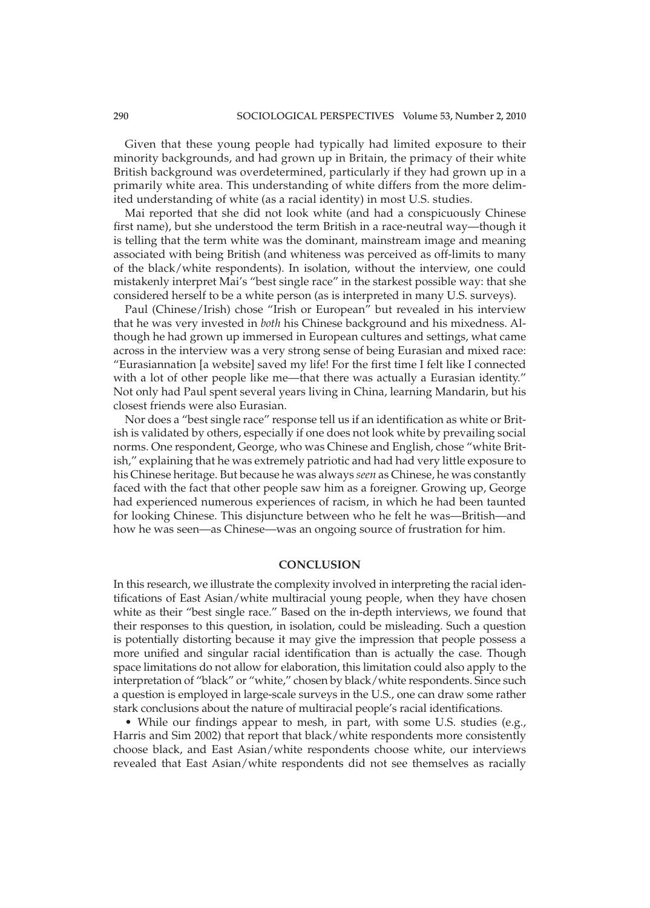Given that these young people had typically had limited exposure to their minority backgrounds, and had grown up in Britain, the primacy of their white British background was overdetermined, particularly if they had grown up in a primarily white area. This understanding of white differs from the more delimited understanding of white (as a racial identity) in most U.S. studies.

Mai reported that she did not look white (and had a conspicuously Chinese first name), but she understood the term British in a race-neutral way—though it is telling that the term white was the dominant, mainstream image and meaning associated with being British (and whiteness was perceived as off-limits to many of the black/white respondents). In isolation, without the interview, one could mistakenly interpret Mai's "best single race" in the starkest possible way: that she considered herself to be a white person (as is interpreted in many U.S. surveys).

Paul (Chinese/Irish) chose "Irish or European" but revealed in his interview that he was very invested in *both* his Chinese background and his mixedness. Although he had grown up immersed in European cultures and settings, what came across in the interview was a very strong sense of being Eurasian and mixed race: "Eurasiannation [a website] saved my life! For the first time I felt like I connected with a lot of other people like me—that there was actually a Eurasian identity." Not only had Paul spent several years living in China, learning Mandarin, but his closest friends were also Eurasian.

Nor does a "best single race" response tell us if an identification as white or British is validated by others, especially if one does not look white by prevailing social norms. One respondent, George, who was Chinese and English, chose "white British," explaining that he was extremely patriotic and had had very little exposure to his Chinese heritage. But because he was always *seen* as Chinese, he was constantly faced with the fact that other people saw him as a foreigner. Growing up, George had experienced numerous experiences of racism, in which he had been taunted for looking Chinese. This disjuncture between who he felt he was—British—and how he was seen—as Chinese—was an ongoing source of frustration for him.

## CONCLUSION

In this research, we illustrate the complexity involved in interpreting the racial identifications of East Asian/white multiracial young people, when they have chosen white as their "best single race." Based on the in-depth interviews, we found that their responses to this question, in isolation, could be misleading. Such a question is potentially distorting because it may give the impression that people possess a more unified and singular racial identification than is actually the case. Though space limitations do not allow for elaboration, this limitation could also apply to the interpretation of "black" or "white," chosen by black/white respondents. Since such a question is employed in large-scale surveys in the U.S., one can draw some rather stark conclusions about the nature of multiracial people's racial identifications.

- While our findings appear to mesh, in part, with some U.S. studies (e.g., Harris and Sim 2002) that report that black/white respondents more consistently choose black, and East Asian/white respondents choose white, our interviews revealed that East Asian/white respondents did not see themselves as racially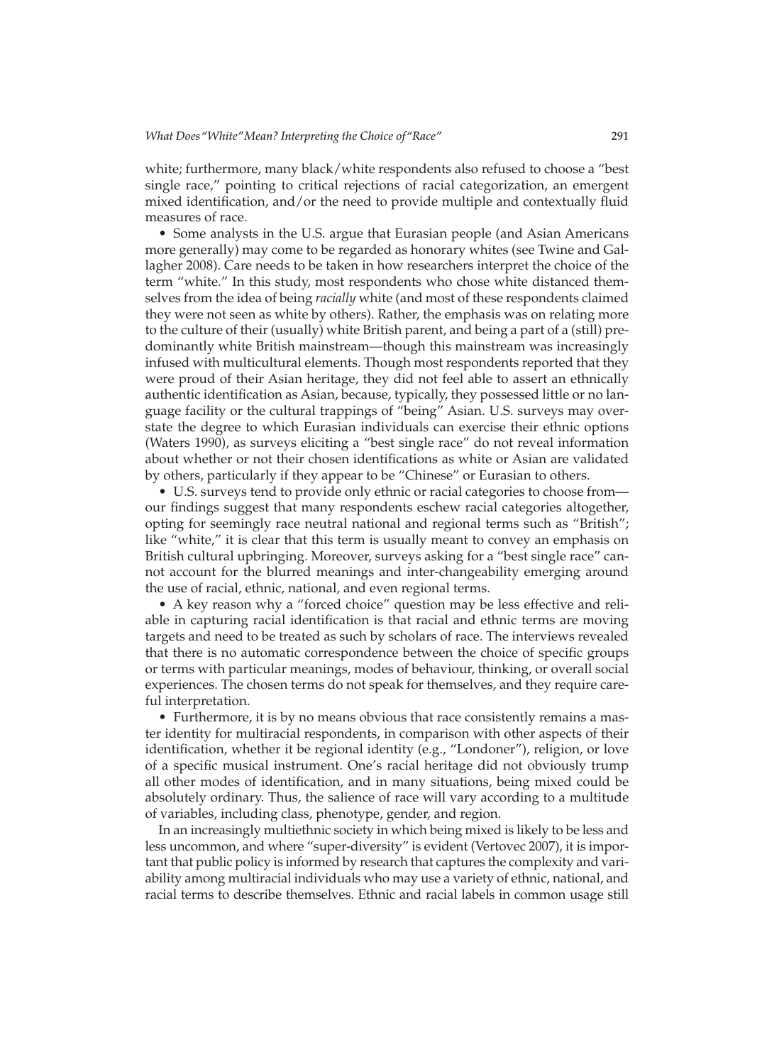white; furthermore, many black/white respondents also refused to choose a "best single race," pointing to critical rejections of racial categorization, an emergent mixed identification, and/or the need to provide multiple and contextually fluid measures of race.

- Some analysts in the U.S. argue that Eurasian people (and Asian Americans more generally) may come to be regarded as honorary whites (see Twine and Gallagher 2008). Care needs to be taken in how researchers interpret the choice of the term "white." In this study, most respondents who chose white distanced themselves from the idea of being *racially* white (and most of these respondents claimed they were not seen as white by others). Rather, the emphasis was on relating more to the culture of their (usually) white British parent, and being a part of a (still) predominantly white British mainstream—though this mainstream was increasingly infused with multicultural elements. Though most respondents reported that they were proud of their Asian heritage, they did not feel able to assert an ethnically authentic identification as Asian, because, typically, they possessed little or no language facility or the cultural trappings of "being" Asian. U.S. surveys may overstate the degree to which Eurasian individuals can exercise their ethnic options (Waters 1990), as surveys eliciting a "best single race" do not reveal information about whether or not their chosen identifications as white or Asian are validated by others, particularly if they appear to be "Chinese" or Eurasian to others.
- U.S. surveys tend to provide only ethnic or racial categories to choose from—our findings suggest that many respondents eschew racial categories altogether, opting for seemingly race neutral national and regional terms such as "British"; like "white," it is clear that this term is usually meant to convey an emphasis on British cultural upbringing. Moreover, surveys asking for a "best single race" cannot account for the blurred meanings and inter-changeability emerging around the use of racial, ethnic, national, and even regional terms.
- A key reason why a "forced choice" question may be less effective and reliable in capturing racial identification is that racial and ethnic terms are moving targets and need to be treated as such by scholars of race. The interviews revealed that there is no automatic correspondence between the choice of specific groups or terms with particular meanings, modes of behaviour, thinking, or overall social experiences. The chosen terms do not speak for themselves, and they require careful interpretation.
- Furthermore, it is by no means obvious that race consistently remains a master identity for multiracial respondents, in comparison with other aspects of their identification, whether it be regional identity (e.g., "Londoner"), religion, or love of a specific musical instrument. One's racial heritage did not obviously trump all other modes of identification, and in many situations, being mixed could be absolutely ordinary. Thus, the salience of race will vary according to a multitude of variables, including class, phenotype, gender, and region.

In an increasingly multiethnic society in which being mixed is likely to be less and less uncommon, and where "super-diversity" is evident (Vertovec 2007), it is important that public policy is informed by research that captures the complexity and variability among multiracial individuals who may use a variety of ethnic, national, and racial terms to describe themselves. Ethnic and racial labels in common usage still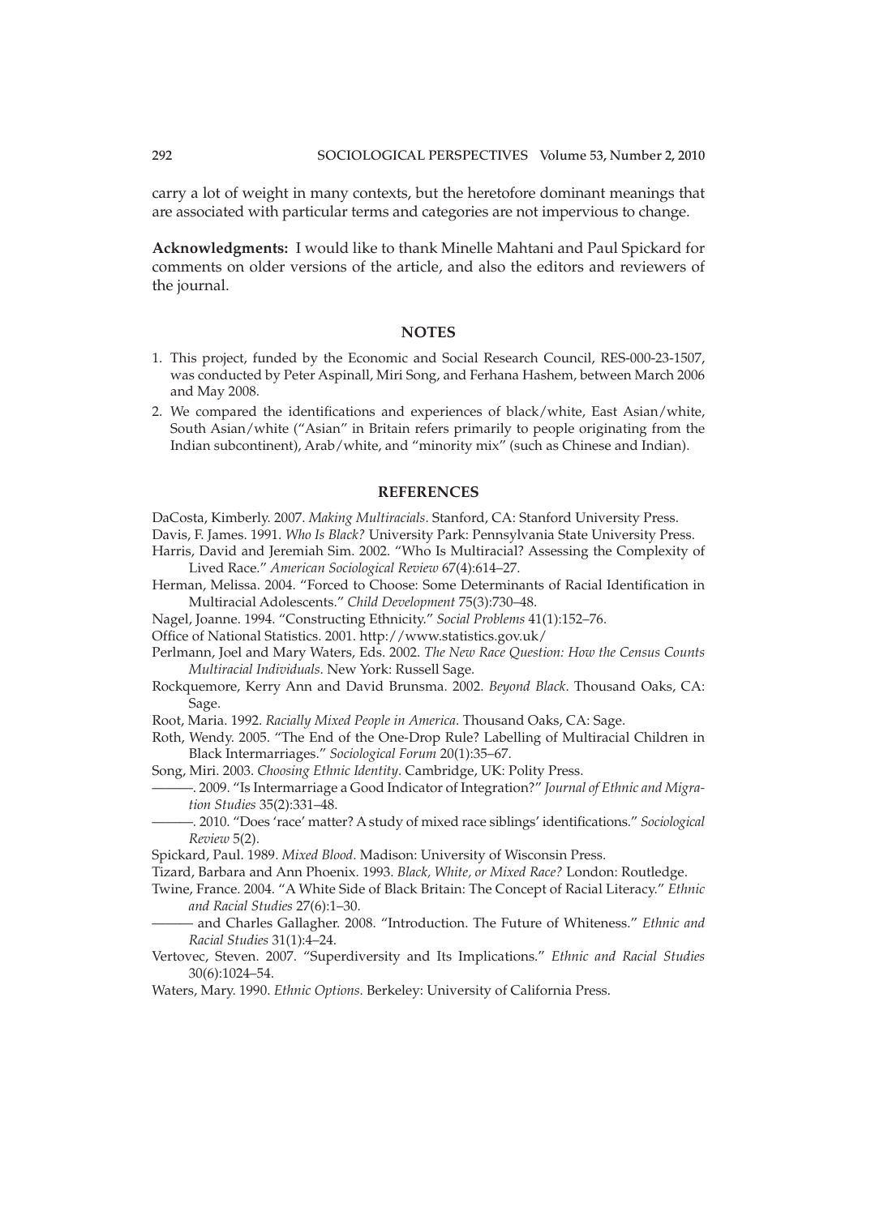carry a lot of weight in many contexts, but the heretofore dominant meanings that are associated with particular terms and categories are not impervious to change.

**Acknowledgments:** I would like to thank Minelle Mahtani and Paul Spickard for comments on older versions of the article, and also the editors and reviewers of the journal.

## NOTES

1. This project, funded by the Economic and Social Research Council, RES-000-23-1507, was conducted by Peter Aspinall, Miri Song, and Ferhana Hashem, between March 2006 and May 2008.
2. We compared the identifications and experiences of black/white, East Asian/white, South Asian/white ("Asian" in Britain refers primarily to people originating from the Indian subcontinent), Arab/white, and "minority mix" (such as Chinese and Indian).

## REFERENCES

DaCosta, Kimberly. 2007. *Making Multiracials*. Stanford, CA: Stanford University Press.

Davis, F. James. 1991. *Who Is Black?* University Park: Pennsylvania State University Press.

Harris, David and Jeremiah Sim. 2002. "Who Is Multiracial? Assessing the Complexity of Lived Race." *American Sociological Review* 67(4):614–27.

Herman, Melissa. 2004. "Forced to Choose: Some Determinants of Racial Identification in Multiracial Adolescents." *Child Development* 75(3):730–48.

Nagel, Joanne. 1994. "Constructing Ethnicity." *Social Problems* 41(1):152–76.

Office of National Statistics. 2001. http://www.statistics.gov.uk/

Perlmann, Joel and Mary Waters, Eds. 2002. *The New Race Question: How the Census Counts Multiracial Individuals*. New York: Russell Sage.

Rockquemore, Kerry Ann and David Brunsma. 2002. *Beyond Black*. Thousand Oaks, CA: Sage.

Root, Maria. 1992. *Racially Mixed People in America*. Thousand Oaks, CA: Sage.

Roth, Wendy. 2005. "The End of the One-Drop Rule? Labelling of Multiracial Children in Black Intermarriages." *Sociological Forum* 20(1):35–67.

Song, Miri. 2003. *Choosing Ethnic Identity*. Cambridge, UK: Polity Press.

———. 2009. "Is Intermarriage a Good Indicator of Integration?" *Journal of Ethnic and Migration Studies* 35(2):331–48.

———. 2010. "Does 'race' matter? A study of mixed race siblings' identifications." *Sociological Review* 5(2).

Spickard, Paul. 1989. *Mixed Blood*. Madison: University of Wisconsin Press.

Tizard, Barbara and Ann Phoenix. 1993. *Black, White, or Mixed Race?* London: Routledge.

Twine, France. 2004. "A White Side of Black Britain: The Concept of Racial Literacy." *Ethnic and Racial Studies* 27(6):1–30.

——— and Charles Gallagher. 2008. "Introduction. The Future of Whiteness." *Ethnic and Racial Studies* 31(1):4–24.

Vertovec, Steven. 2007. "Superdiversity and Its Implications." *Ethnic and Racial Studies* 30(6):1024–54.

Waters, Mary. 1990. *Ethnic Options*. Berkeley: University of California Press.